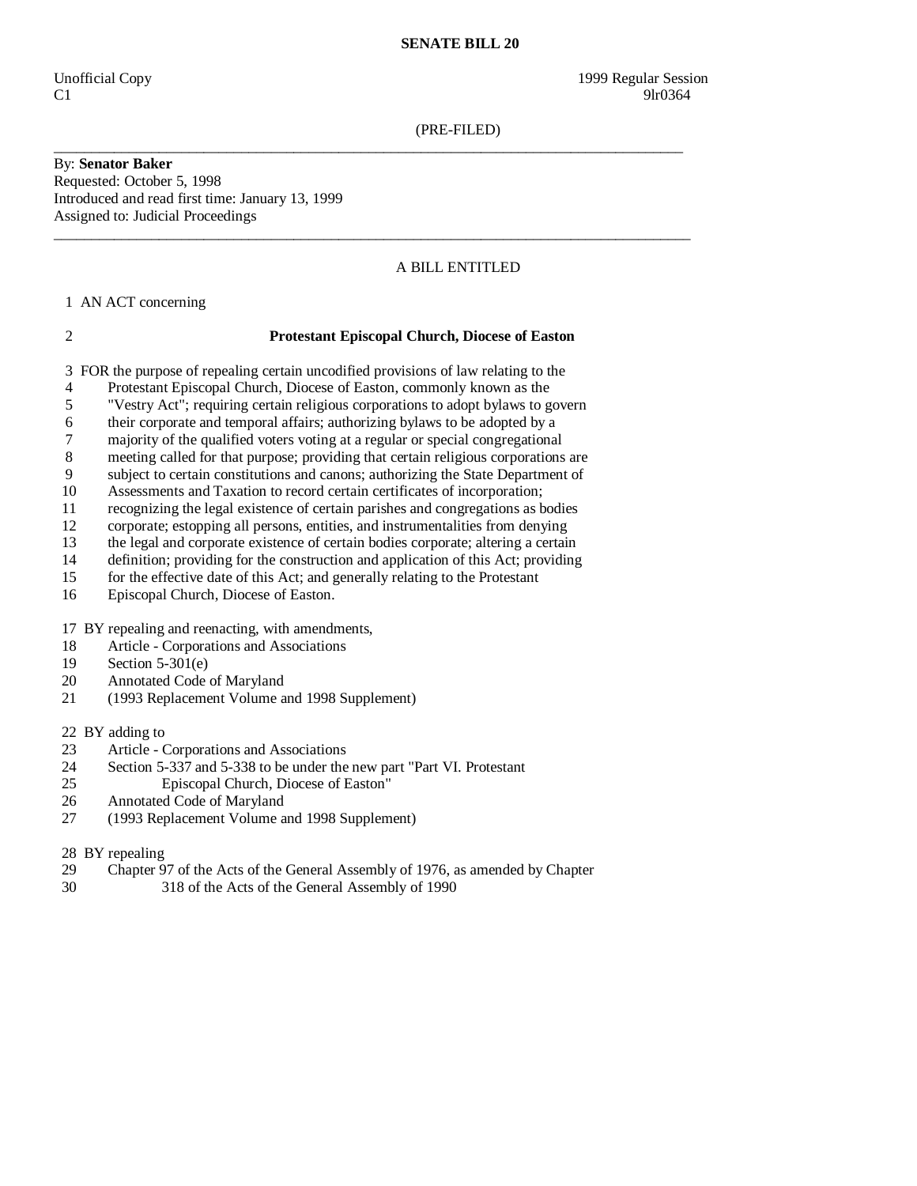**SENATE BILL 20**

Unofficial Copy 1999 Regular Session
C1 9lr0364

(PRE-FILED)

---

By: **Senator Baker**
Requested: October 5, 1998
Introduced and read first time: January 13, 1999
Assigned to: Judicial Proceedings

---

A BILL ENTITLED

1 AN ACT concerning

2 **Protestant Episcopal Church, Diocese of Easton**

3 FOR the purpose of repealing certain uncodified provisions of law relating to the
4 Protestant Episcopal Church, Diocese of Easton, commonly known as the
5 "Vestry Act"; requiring certain religious corporations to adopt bylaws to govern
6 their corporate and temporal affairs; authorizing bylaws to be adopted by a
7 majority of the qualified voters voting at a regular or special congregational
8 meeting called for that purpose; providing that certain religious corporations are
9 subject to certain constitutions and canons; authorizing the State Department of
10 Assessments and Taxation to record certain certificates of incorporation;
11 recognizing the legal existence of certain parishes and congregations as bodies
12 corporate; estopping all persons, entities, and instrumentalities from denying
13 the legal and corporate existence of certain bodies corporate; altering a certain
14 definition; providing for the construction and application of this Act; providing
15 for the effective date of this Act; and generally relating to the Protestant
16 Episcopal Church, Diocese of Easton.

17 BY repealing and reenacting, with amendments,
18 Article - Corporations and Associations
19 Section 5-301(e)
20 Annotated Code of Maryland
21 (1993 Replacement Volume and 1998 Supplement)

22 BY adding to
23 Article - Corporations and Associations
24 Section 5-337 and 5-338 to be under the new part "Part VI. Protestant
25 Episcopal Church, Diocese of Easton"
26 Annotated Code of Maryland
27 (1993 Replacement Volume and 1998 Supplement)

28 BY repealing
29 Chapter 97 of the Acts of the General Assembly of 1976, as amended by Chapter
30 318 of the Acts of the General Assembly of 1990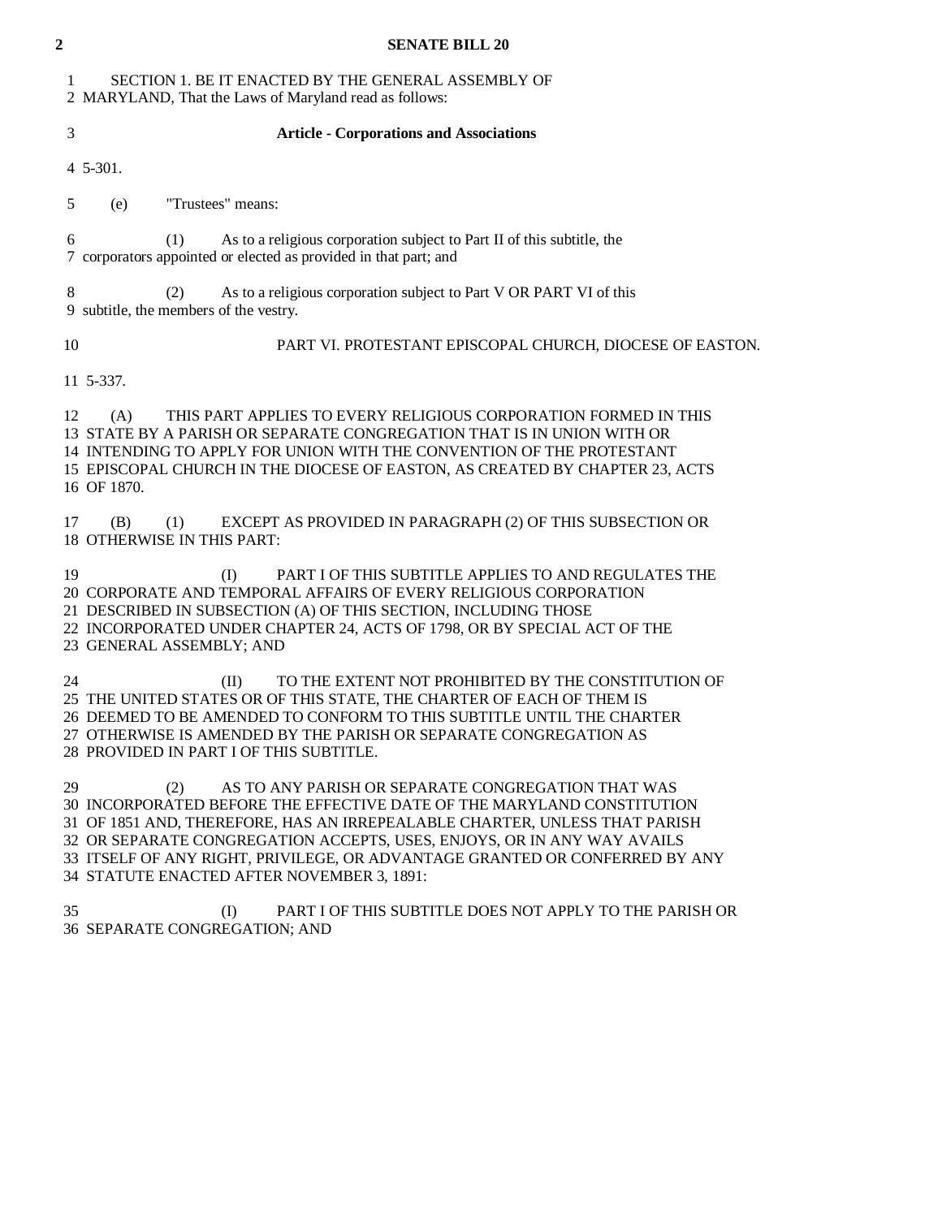SECTION 1. BE IT ENACTED BY THE GENERAL ASSEMBLY OF MARYLAND, That the Laws of Maryland read as follows:

**Article - Corporations and Associations**

5-301.

(e) "Trustees" means:

(1) As to a religious corporation subject to Part II of this subtitle, the corporators appointed or elected as provided in that part; and

(2) As to a religious corporation subject to Part V OR PART VI of this subtitle, the members of the vestry.

PART VI. PROTESTANT EPISCOPAL CHURCH, DIOCESE OF EASTON.

5-337.

(A) THIS PART APPLIES TO EVERY RELIGIOUS CORPORATION FORMED IN THIS STATE BY A PARISH OR SEPARATE CONGREGATION THAT IS IN UNION WITH OR INTENDING TO APPLY FOR UNION WITH THE CONVENTION OF THE PROTESTANT EPISCOPAL CHURCH IN THE DIOCESE OF EASTON, AS CREATED BY CHAPTER 23, ACTS OF 1870.

(B) (1) EXCEPT AS PROVIDED IN PARAGRAPH (2) OF THIS SUBSECTION OR OTHERWISE IN THIS PART:

(I) PART I OF THIS SUBTITLE APPLIES TO AND REGULATES THE CORPORATE AND TEMPORAL AFFAIRS OF EVERY RELIGIOUS CORPORATION DESCRIBED IN SUBSECTION (A) OF THIS SECTION, INCLUDING THOSE INCORPORATED UNDER CHAPTER 24, ACTS OF 1798, OR BY SPECIAL ACT OF THE GENERAL ASSEMBLY; AND

(II) TO THE EXTENT NOT PROHIBITED BY THE CONSTITUTION OF THE UNITED STATES OR OF THIS STATE, THE CHARTER OF EACH OF THEM IS DEEMED TO BE AMENDED TO CONFORM TO THIS SUBTITLE UNTIL THE CHARTER OTHERWISE IS AMENDED BY THE PARISH OR SEPARATE CONGREGATION AS PROVIDED IN PART I OF THIS SUBTITLE.

(2) AS TO ANY PARISH OR SEPARATE CONGREGATION THAT WAS INCORPORATED BEFORE THE EFFECTIVE DATE OF THE MARYLAND CONSTITUTION OF 1851 AND, THEREFORE, HAS AN IRREPEALABLE CHARTER, UNLESS THAT PARISH OR SEPARATE CONGREGATION ACCEPTS, USES, ENJOYS, OR IN ANY WAY AVAILS ITSELF OF ANY RIGHT, PRIVILEGE, OR ADVANTAGE GRANTED OR CONFERRED BY ANY STATUTE ENACTED AFTER NOVEMBER 3, 1891:

(I) PART I OF THIS SUBTITLE DOES NOT APPLY TO THE PARISH OR SEPARATE CONGREGATION; AND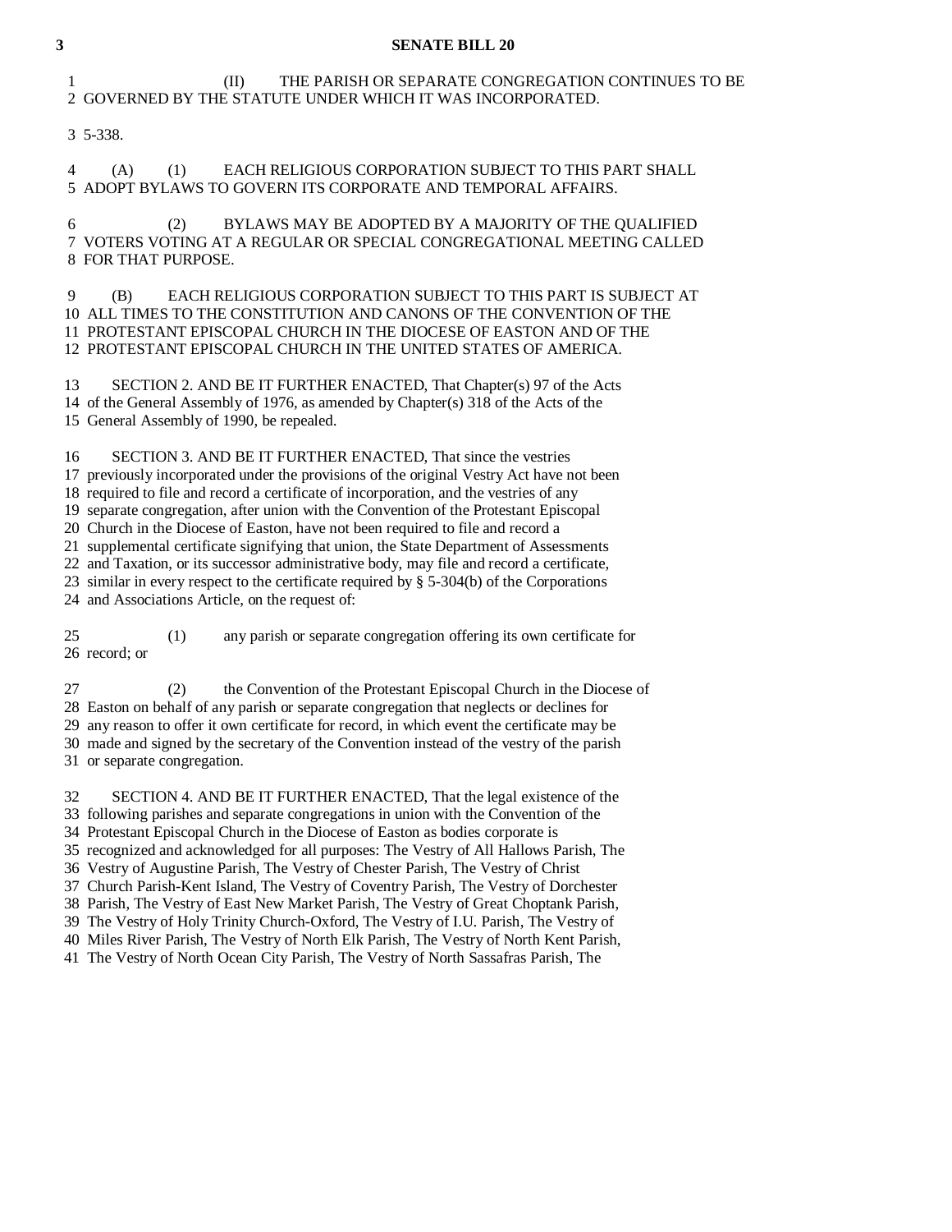(II) THE PARISH OR SEPARATE CONGREGATION CONTINUES TO BE GOVERNED BY THE STATUTE UNDER WHICH IT WAS INCORPORATED.

5-338.

(A) (1) EACH RELIGIOUS CORPORATION SUBJECT TO THIS PART SHALL ADOPT BYLAWS TO GOVERN ITS CORPORATE AND TEMPORAL AFFAIRS.

(2) BYLAWS MAY BE ADOPTED BY A MAJORITY OF THE QUALIFIED VOTERS VOTING AT A REGULAR OR SPECIAL CONGREGATIONAL MEETING CALLED FOR THAT PURPOSE.

(B) EACH RELIGIOUS CORPORATION SUBJECT TO THIS PART IS SUBJECT AT ALL TIMES TO THE CONSTITUTION AND CANONS OF THE CONVENTION OF THE PROTESTANT EPISCOPAL CHURCH IN THE DIOCESE OF EASTON AND OF THE PROTESTANT EPISCOPAL CHURCH IN THE UNITED STATES OF AMERICA.

SECTION 2. AND BE IT FURTHER ENACTED, That Chapter(s) 97 of the Acts of the General Assembly of 1976, as amended by Chapter(s) 318 of the Acts of the General Assembly of 1990, be repealed.

SECTION 3. AND BE IT FURTHER ENACTED, That since the vestries previously incorporated under the provisions of the original Vestry Act have not been required to file and record a certificate of incorporation, and the vestries of any separate congregation, after union with the Convention of the Protestant Episcopal Church in the Diocese of Easton, have not been required to file and record a supplemental certificate signifying that union, the State Department of Assessments and Taxation, or its successor administrative body, may file and record a certificate, similar in every respect to the certificate required by § 5-304(b) of the Corporations and Associations Article, on the request of:

(1) any parish or separate congregation offering its own certificate for record; or

(2) the Convention of the Protestant Episcopal Church in the Diocese of Easton on behalf of any parish or separate congregation that neglects or declines for any reason to offer it own certificate for record, in which event the certificate may be made and signed by the secretary of the Convention instead of the vestry of the parish or separate congregation.

SECTION 4. AND BE IT FURTHER ENACTED, That the legal existence of the following parishes and separate congregations in union with the Convention of the Protestant Episcopal Church in the Diocese of Easton as bodies corporate is recognized and acknowledged for all purposes: The Vestry of All Hallows Parish, The Vestry of Augustine Parish, The Vestry of Chester Parish, The Vestry of Christ Church Parish-Kent Island, The Vestry of Coventry Parish, The Vestry of Dorchester Parish, The Vestry of East New Market Parish, The Vestry of Great Choptank Parish, The Vestry of Holy Trinity Church-Oxford, The Vestry of I.U. Parish, The Vestry of Miles River Parish, The Vestry of North Elk Parish, The Vestry of North Kent Parish, The Vestry of North Ocean City Parish, The Vestry of North Sassafras Parish, The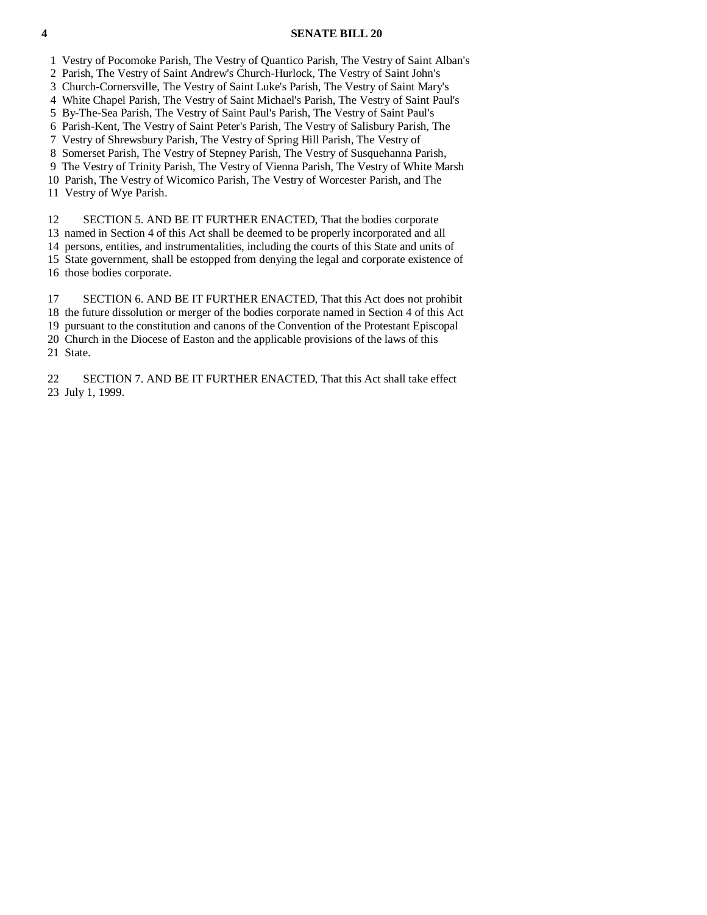Vestry of Pocomoke Parish, The Vestry of Quantico Parish, The Vestry of Saint Alban's Parish, The Vestry of Saint Andrew's Church-Hurlock, The Vestry of Saint John's Church-Cornersville, The Vestry of Saint Luke's Parish, The Vestry of Saint Mary's White Chapel Parish, The Vestry of Saint Michael's Parish, The Vestry of Saint Paul's By-The-Sea Parish, The Vestry of Saint Paul's Parish, The Vestry of Saint Paul's Parish-Kent, The Vestry of Saint Peter's Parish, The Vestry of Salisbury Parish, The Vestry of Shrewsbury Parish, The Vestry of Spring Hill Parish, The Vestry of Somerset Parish, The Vestry of Stepney Parish, The Vestry of Susquehanna Parish, The Vestry of Trinity Parish, The Vestry of Vienna Parish, The Vestry of White Marsh Parish, The Vestry of Wicomico Parish, The Vestry of Worcester Parish, and The Vestry of Wye Parish.

SECTION 5. AND BE IT FURTHER ENACTED, That the bodies corporate named in Section 4 of this Act shall be deemed to be properly incorporated and all persons, entities, and instrumentalities, including the courts of this State and units of State government, shall be estopped from denying the legal and corporate existence of those bodies corporate.

SECTION 6. AND BE IT FURTHER ENACTED, That this Act does not prohibit the future dissolution or merger of the bodies corporate named in Section 4 of this Act pursuant to the constitution and canons of the Convention of the Protestant Episcopal Church in the Diocese of Easton and the applicable provisions of the laws of this State.

SECTION 7. AND BE IT FURTHER ENACTED, That this Act shall take effect July 1, 1999.